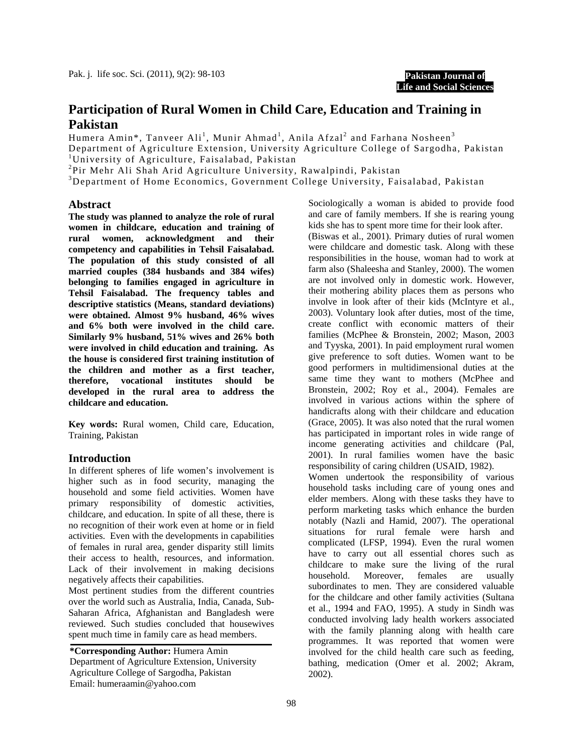# Participation of Rural Women in Child Care, Education and Training in Pakistan

Humera Amin*, Tanveer Ali[1], Munir Ahmad[1], Anila Afzal[2] and Farhana Nosheen[3]

Department of Agriculture Extension, University Agriculture College of Sargodha, Pakistan

[1]University of Agriculture, Faisalabad, Pakistan

[2]Pir Mehr Ali Shah Arid Agriculture University, Rawalpindi, Pakistan

[3]Department of Home Economics, Government College University, Faisalabad, Pakistan

## Abstract

**The study was planned to analyze the role of rural women in childcare, education and training of rural women, acknowledgment and their competency and capabilities in Tehsil Faisalabad. The population of this study consisted of all married couples (384 husbands and 384 wifes) belonging to families engaged in agriculture in Tehsil Faisalabad. The frequency tables and descriptive statistics (Means, standard deviations) were obtained. Almost 9% husband, 46% wives and 6% both were involved in the child care. Similarly 9% husband, 51% wives and 26% both were involved in child education and training. As the house is considered first training institution of the children and mother as a first teacher, therefore, vocational institutes should be developed in the rural area to address the childcare and education.**

**Key words:** Rural women, Child care, Education, Training, Pakistan

## Introduction

In different spheres of life women's involvement is higher such as in food security, managing the household and some field activities. Women have primary responsibility of domestic activities, childcare, and education. In spite of all these, there is no recognition of their work even at home or in field activities. Even with the developments in capabilities of females in rural area, gender disparity still limits their access to health, resources, and information. Lack of their involvement in making decisions negatively affects their capabilities.

Most pertinent studies from the different countries over the world such as Australia, India, Canada, Sub-Saharan Africa, Afghanistan and Bangladesh were reviewed. Such studies concluded that housewives spent much time in family care as head members.

Sociologically a woman is abided to provide food and care of family members. If she is rearing young kids she has to spent more time for their look after.

(Biswas et al., 2001). Primary duties of rural women were childcare and domestic task. Along with these responsibilities in the house, woman had to work at farm also (Shaleesha and Stanley, 2000). The women are not involved only in domestic work. However, their mothering ability places them as persons who involve in look after of their kids (McIntyre et al., 2003). Voluntary look after duties, most of the time, create conflict with economic matters of their families (McPhee & Bronstein, 2002; Mason, 2003 and Tyyska, 2001). In paid employment rural women give preference to soft duties. Women want to be good performers in multidimensional duties at the same time they want to mothers (McPhee and Bronstein, 2002; Roy et al., 2004). Females are involved in various actions within the sphere of handicrafts along with their childcare and education (Grace, 2005). It was also noted that the rural women has participated in important roles in wide range of income generating activities and childcare (Pal, 2001). In rural families women have the basic responsibility of caring children (USAID, 1982).

Women undertook the responsibility of various household tasks including care of young ones and elder members. Along with these tasks they have to perform marketing tasks which enhance the burden notably (Nazli and Hamid, 2007). The operational situations for rural female were harsh and complicated (LFSP, 1994). Even the rural women have to carry out all essential chores such as childcare to make sure the living of the rural household. Moreover, females are usually subordinates to men. They are considered valuable for the childcare and other family activities (Sultana et al., 1994 and FAO, 1995). A study in Sindh was conducted involving lady health workers associated with the family planning along with health care programmes. It was reported that women were involved for the child health care such as feeding, bathing, medication (Omer et al. 2002; Akram, 2002).

**\*Corresponding Author:** Humera Amin
Department of Agriculture Extension, University Agriculture College of Sargodha, Pakistan
Email: humeraamin@yahoo.com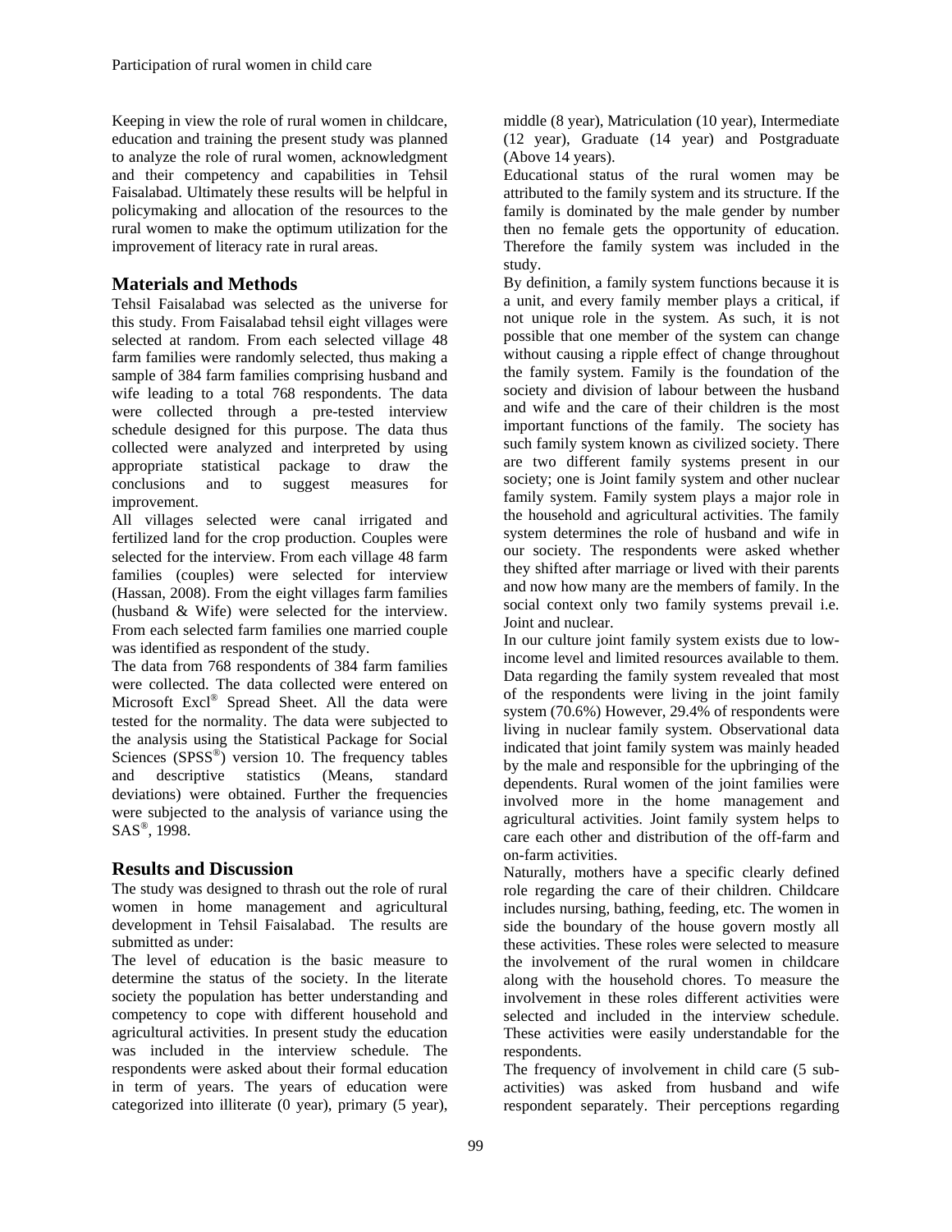Keeping in view the role of rural women in childcare, education and training the present study was planned to analyze the role of rural women, acknowledgment and their competency and capabilities in Tehsil Faisalabad. Ultimately these results will be helpful in policymaking and allocation of the resources to the rural women to make the optimum utilization for the improvement of literacy rate in rural areas.

## Materials and Methods

Tehsil Faisalabad was selected as the universe for this study. From Faisalabad tehsil eight villages were selected at random. From each selected village 48 farm families were randomly selected, thus making a sample of 384 farm families comprising husband and wife leading to a total 768 respondents. The data were collected through a pre-tested interview schedule designed for this purpose. The data thus collected were analyzed and interpreted by using appropriate statistical package to draw the conclusions and to suggest measures for improvement.

All villages selected were canal irrigated and fertilized land for the crop production. Couples were selected for the interview. From each village 48 farm families (couples) were selected for interview (Hassan, 2008). From the eight villages farm families (husband & Wife) were selected for the interview. From each selected farm families one married couple was identified as respondent of the study.

The data from 768 respondents of 384 farm families were collected. The data collected were entered on Microsoft Excl® Spread Sheet. All the data were tested for the normality. The data were subjected to the analysis using the Statistical Package for Social Sciences (SPSS®) version 10. The frequency tables and descriptive statistics (Means, standard deviations) were obtained. Further the frequencies were subjected to the analysis of variance using the SAS®, 1998.

## Results and Discussion

The study was designed to thrash out the role of rural women in home management and agricultural development in Tehsil Faisalabad. The results are submitted as under:

The level of education is the basic measure to determine the status of the society. In the literate society the population has better understanding and competency to cope with different household and agricultural activities. In present study the education was included in the interview schedule. The respondents were asked about their formal education in term of years. The years of education were categorized into illiterate (0 year), primary (5 year), middle (8 year), Matriculation (10 year), Intermediate (12 year), Graduate (14 year) and Postgraduate (Above 14 years).

Educational status of the rural women may be attributed to the family system and its structure. If the family is dominated by the male gender by number then no female gets the opportunity of education. Therefore the family system was included in the study.

By definition, a family system functions because it is a unit, and every family member plays a critical, if not unique role in the system. As such, it is not possible that one member of the system can change without causing a ripple effect of change throughout the family system. Family is the foundation of the society and division of labour between the husband and wife and the care of their children is the most important functions of the family. The society has such family system known as civilized society. There are two different family systems present in our society; one is Joint family system and other nuclear family system. Family system plays a major role in the household and agricultural activities. The family system determines the role of husband and wife in our society. The respondents were asked whether they shifted after marriage or lived with their parents and now how many are the members of family. In the social context only two family systems prevail i.e. Joint and nuclear.

In our culture joint family system exists due to low-income level and limited resources available to them. Data regarding the family system revealed that most of the respondents were living in the joint family system (70.6%) However, 29.4% of respondents were living in nuclear family system. Observational data indicated that joint family system was mainly headed by the male and responsible for the upbringing of the dependents. Rural women of the joint families were involved more in the home management and agricultural activities. Joint family system helps to care each other and distribution of the off-farm and on-farm activities.

Naturally, mothers have a specific clearly defined role regarding the care of their children. Childcare includes nursing, bathing, feeding, etc. The women in side the boundary of the house govern mostly all these activities. These roles were selected to measure the involvement of the rural women in childcare along with the household chores. To measure the involvement in these roles different activities were selected and included in the interview schedule. These activities were easily understandable for the respondents.

The frequency of involvement in child care (5 sub-activities) was asked from husband and wife respondent separately. Their perceptions regarding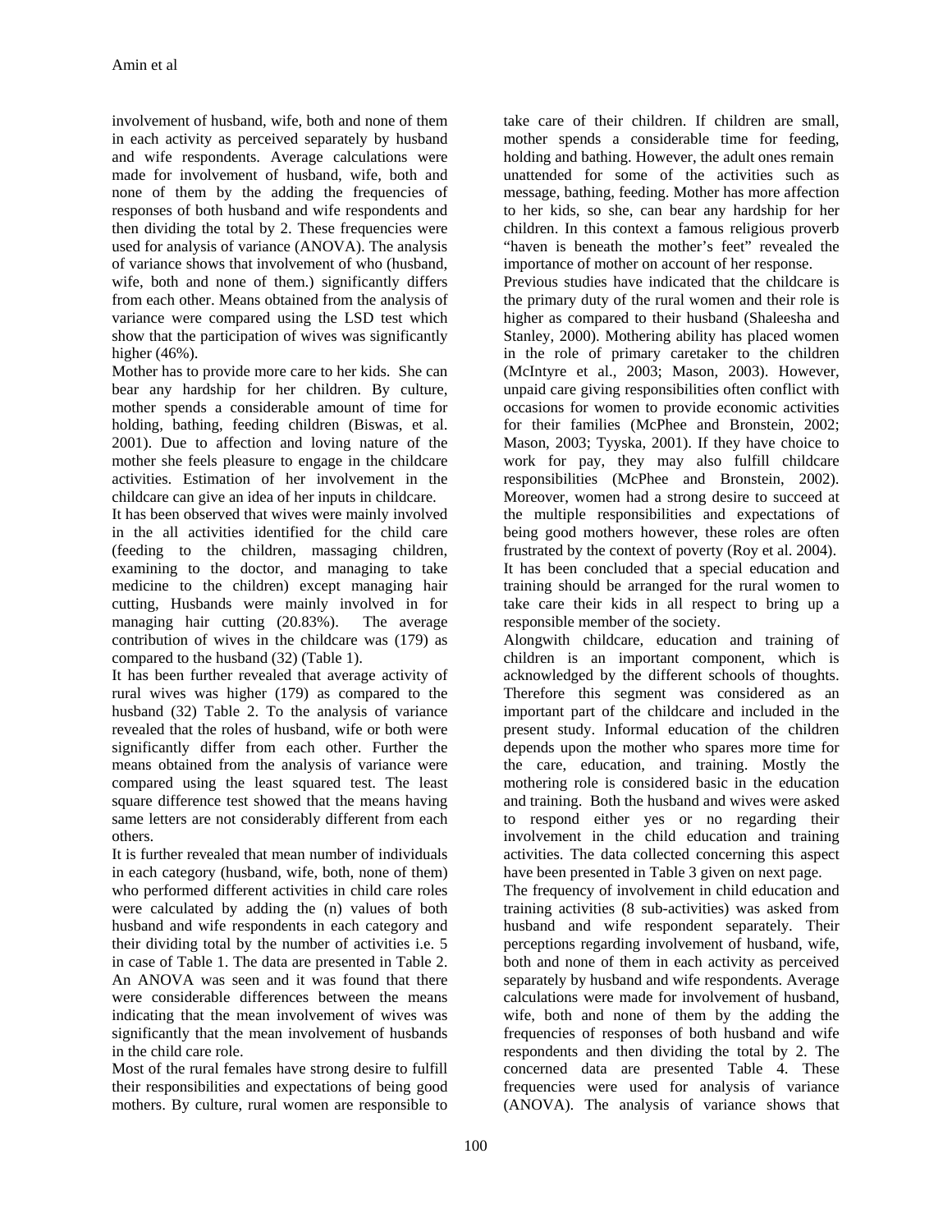involvement of husband, wife, both and none of them in each activity as perceived separately by husband and wife respondents. Average calculations were made for involvement of husband, wife, both and none of them by the adding the frequencies of responses of both husband and wife respondents and then dividing the total by 2. These frequencies were used for analysis of variance (ANOVA). The analysis of variance shows that involvement of who (husband, wife, both and none of them.) significantly differs from each other. Means obtained from the analysis of variance were compared using the LSD test which show that the participation of wives was significantly higher (46%).

Mother has to provide more care to her kids. She can bear any hardship for her children. By culture, mother spends a considerable amount of time for holding, bathing, feeding children (Biswas, et al. 2001). Due to affection and loving nature of the mother she feels pleasure to engage in the childcare activities. Estimation of her involvement in the childcare can give an idea of her inputs in childcare.

It has been observed that wives were mainly involved in the all activities identified for the child care (feeding to the children, massaging children, examining to the doctor, and managing to take medicine to the children) except managing hair cutting, Husbands were mainly involved in for managing hair cutting (20.83%). The average contribution of wives in the childcare was (179) as compared to the husband (32) (Table 1).

It has been further revealed that average activity of rural wives was higher (179) as compared to the husband (32) Table 2. To the analysis of variance revealed that the roles of husband, wife or both were significantly differ from each other. Further the means obtained from the analysis of variance were compared using the least squared test. The least square difference test showed that the means having same letters are not considerably different from each others.

It is further revealed that mean number of individuals in each category (husband, wife, both, none of them) who performed different activities in child care roles were calculated by adding the (n) values of both husband and wife respondents in each category and their dividing total by the number of activities i.e. 5 in case of Table 1. The data are presented in Table 2. An ANOVA was seen and it was found that there were considerable differences between the means indicating that the mean involvement of wives was significantly that the mean involvement of husbands in the child care role.

Most of the rural females have strong desire to fulfill their responsibilities and expectations of being good mothers. By culture, rural women are responsible to take care of their children. If children are small, mother spends a considerable time for feeding, holding and bathing. However, the adult ones remain unattended for some of the activities such as message, bathing, feeding. Mother has more affection to her kids, so she, can bear any hardship for her children. In this context a famous religious proverb "haven is beneath the mother's feet" revealed the importance of mother on account of her response.

Previous studies have indicated that the childcare is the primary duty of the rural women and their role is higher as compared to their husband (Shaleesha and Stanley, 2000). Mothering ability has placed women in the role of primary caretaker to the children (McIntyre et al., 2003; Mason, 2003). However, unpaid care giving responsibilities often conflict with occasions for women to provide economic activities for their families (McPhee and Bronstein, 2002; Mason, 2003; Tyyska, 2001). If they have choice to work for pay, they may also fulfill childcare responsibilities (McPhee and Bronstein, 2002). Moreover, women had a strong desire to succeed at the multiple responsibilities and expectations of being good mothers however, these roles are often frustrated by the context of poverty (Roy et al. 2004). It has been concluded that a special education and training should be arranged for the rural women to take care their kids in all respect to bring up a responsible member of the society.

Alongwith childcare, education and training of children is an important component, which is acknowledged by the different schools of thoughts. Therefore this segment was considered as an important part of the childcare and included in the present study. Informal education of the children depends upon the mother who spares more time for the care, education, and training. Mostly the mothering role is considered basic in the education and training. Both the husband and wives were asked to respond either yes or no regarding their involvement in the child education and training activities. The data collected concerning this aspect have been presented in Table 3 given on next page.

The frequency of involvement in child education and training activities (8 sub-activities) was asked from husband and wife respondent separately. Their perceptions regarding involvement of husband, wife, both and none of them in each activity as perceived separately by husband and wife respondents. Average calculations were made for involvement of husband, wife, both and none of them by the adding the frequencies of responses of both husband and wife respondents and then dividing the total by 2. The concerned data are presented Table 4. These frequencies were used for analysis of variance (ANOVA). The analysis of variance shows that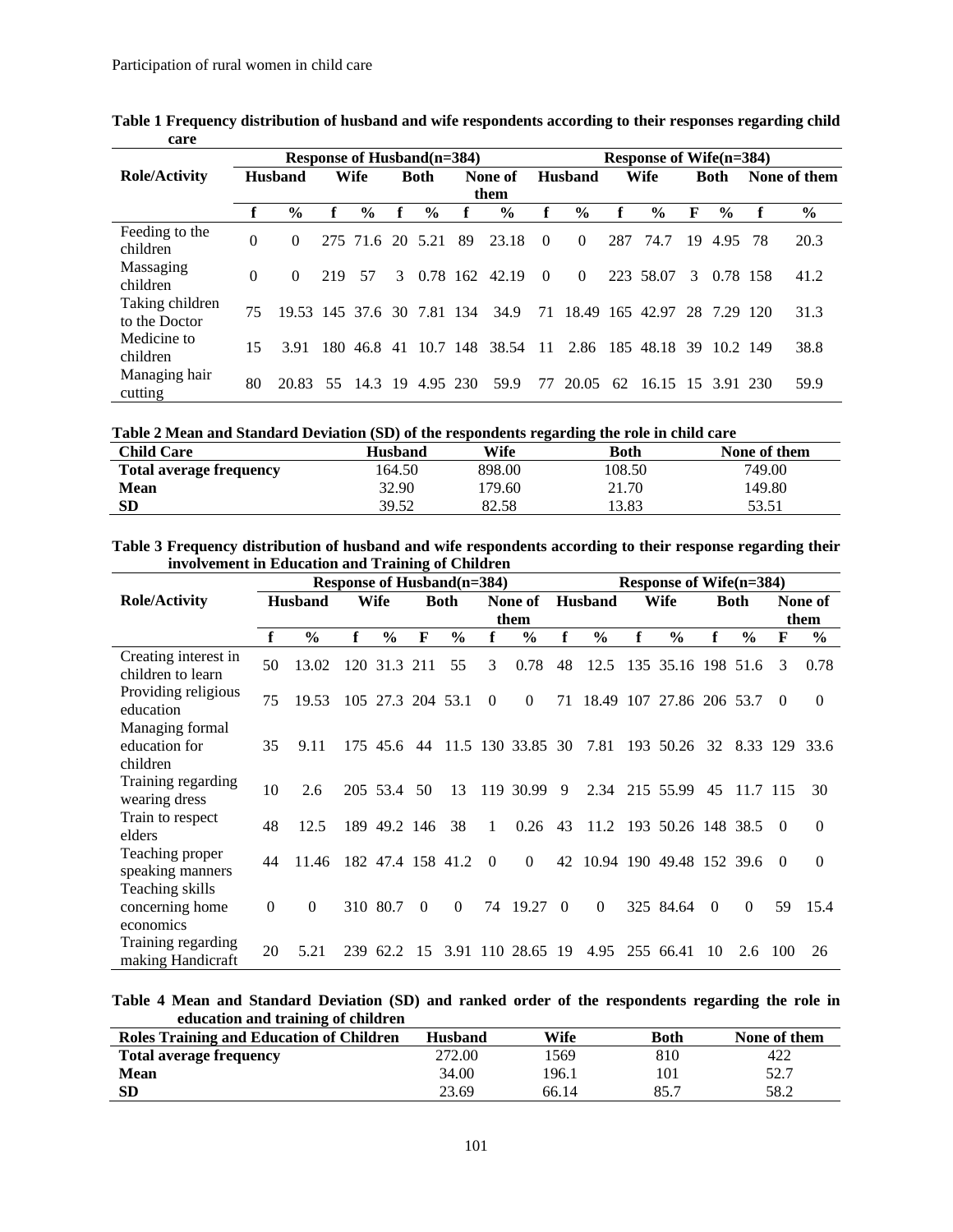**Table 1 Frequency distribution of husband and wife respondents according to their responses regarding child care**

| Role/Activity | Response of Husband(n=384) | | | | | | | | Response of Wife(n=384) | | | | | | | |
|---|---|---|---|---|---|---|---|---|---|---|---|---|---|---|---|---|
| | Husband | | Wife | | Both | | None of them | | Husband | | Wife | | Both | | None of them | |
| | f | % | f | % | f | % | f | % | f | % | f | % | F | % | f | % |
| Feeding to the children | 0 | 0 | 275 | 71.6 | 20 | 5.21 | 89 | 23.18 | 0 | 0 | 287 | 74.7 | 19 | 4.95 | 78 | 20.3 |
| Massaging children | 0 | 0 | 219 | 57 | 3 | 0.78 | 162 | 42.19 | 0 | 0 | 223 | 58.07 | 3 | 0.78 | 158 | 41.2 |
| Taking children to the Doctor | 75 | 19.53 | 145 | 37.6 | 30 | 7.81 | 134 | 34.9 | 71 | 18.49 | 165 | 42.97 | 28 | 7.29 | 120 | 31.3 |
| Medicine to children | 15 | 3.91 | 180 | 46.8 | 41 | 10.7 | 148 | 38.54 | 11 | 2.86 | 185 | 48.18 | 39 | 10.2 | 149 | 38.8 |
| Managing hair cutting | 80 | 20.83 | 55 | 14.3 | 19 | 4.95 | 230 | 59.9 | 77 | 20.05 | 62 | 16.15 | 15 | 3.91 | 230 | 59.9 |

**Table 2 Mean and Standard Deviation (SD) of the respondents regarding the role in child care**

| Child Care | Husband | Wife | Both | None of them |
|---|---|---|---|---|
| **Total average frequency** | 164.50 | 898.00 | 108.50 | 749.00 |
| **Mean** | 32.90 | 179.60 | 21.70 | 149.80 |
| **SD** | 39.52 | 82.58 | 13.83 | 53.51 |

**Table 3 Frequency distribution of husband and wife respondents according to their response regarding their involvement in Education and Training of Children**

| Role/Activity | Response of Husband(n=384) | | | | | | | | Response of Wife(n=384) | | | | | | | |
|---|---|---|---|---|---|---|---|---|---|---|---|---|---|---|---|---|
| | Husband | | Wife | | Both | | None of them | | Husband | | Wife | | Both | | None of them | |
| | f | % | f | % | F | % | f | % | f | % | f | % | f | % | F | % |
| Creating interest in children to learn | 50 | 13.02 | 120 | 31.3 | 211 | 55 | 3 | 0.78 | 48 | 12.5 | 135 | 35.16 | 198 | 51.6 | 3 | 0.78 |
| Providing religious education | 75 | 19.53 | 105 | 27.3 | 204 | 53.1 | 0 | 0 | 71 | 18.49 | 107 | 27.86 | 206 | 53.7 | 0 | 0 |
| Managing formal education for children | 35 | 9.11 | 175 | 45.6 | 44 | 11.5 | 130 | 33.85 | 30 | 7.81 | 193 | 50.26 | 32 | 8.33 | 129 | 33.6 |
| Training regarding wearing dress | 10 | 2.6 | 205 | 53.4 | 50 | 13 | 119 | 30.99 | 9 | 2.34 | 215 | 55.99 | 45 | 11.7 | 115 | 30 |
| Train to respect elders | 48 | 12.5 | 189 | 49.2 | 146 | 38 | 1 | 0.26 | 43 | 11.2 | 193 | 50.26 | 148 | 38.5 | 0 | 0 |
| Teaching proper speaking manners | 44 | 11.46 | 182 | 47.4 | 158 | 41.2 | 0 | 0 | 42 | 10.94 | 190 | 49.48 | 152 | 39.6 | 0 | 0 |
| Teaching skills concerning home economics | 0 | 0 | 310 | 80.7 | 0 | 0 | 74 | 19.27 | 0 | 0 | 325 | 84.64 | 0 | 0 | 59 | 15.4 |
| Training regarding making Handicraft | 20 | 5.21 | 239 | 62.2 | 15 | 3.91 | 110 | 28.65 | 19 | 4.95 | 255 | 66.41 | 10 | 2.6 | 100 | 26 |

**Table 4 Mean and Standard Deviation (SD) and ranked order of the respondents regarding the role in education and training of children**

| Roles Training and Education of Children | Husband | Wife | Both | None of them |
|---|---|---|---|---|
| **Total average frequency** | 272.00 | 1569 | 810 | 422 |
| **Mean** | 34.00 | 196.1 | 101 | 52.7 |
| **SD** | 23.69 | 66.14 | 85.7 | 58.2 |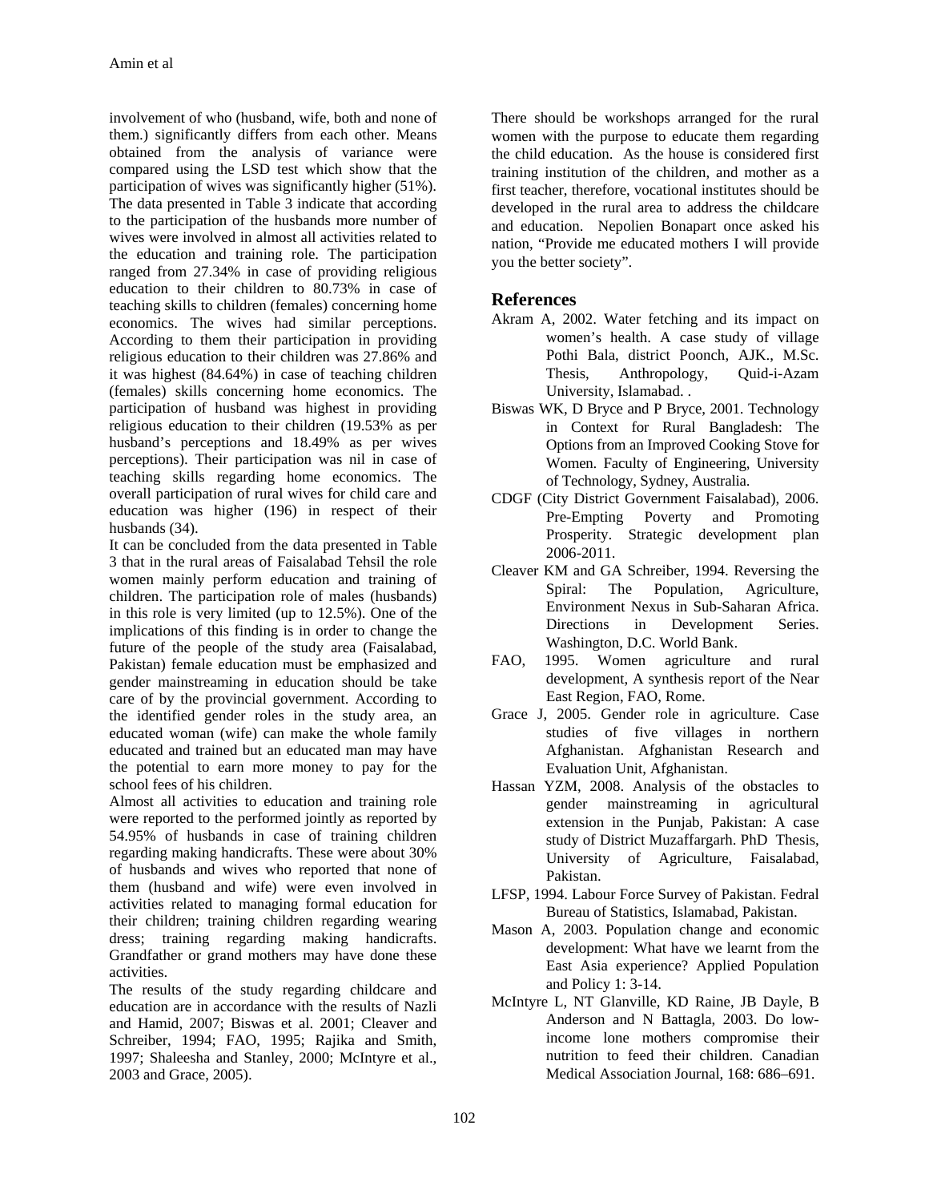involvement of who (husband, wife, both and none of them.) significantly differs from each other. Means obtained from the analysis of variance were compared using the LSD test which show that the participation of wives was significantly higher (51%). The data presented in Table 3 indicate that according to the participation of the husbands more number of wives were involved in almost all activities related to the education and training role. The participation ranged from 27.34% in case of providing religious education to their children to 80.73% in case of teaching skills to children (females) concerning home economics. The wives had similar perceptions. According to them their participation in providing religious education to their children was 27.86% and it was highest (84.64%) in case of teaching children (females) skills concerning home economics. The participation of husband was highest in providing religious education to their children (19.53% as per husband's perceptions and 18.49% as per wives perceptions). Their participation was nil in case of teaching skills regarding home economics. The overall participation of rural wives for child care and education was higher (196) in respect of their husbands (34).

It can be concluded from the data presented in Table 3 that in the rural areas of Faisalabad Tehsil the role women mainly perform education and training of children. The participation role of males (husbands) in this role is very limited (up to 12.5%). One of the implications of this finding is in order to change the future of the people of the study area (Faisalabad, Pakistan) female education must be emphasized and gender mainstreaming in education should be take care of by the provincial government. According to the identified gender roles in the study area, an educated woman (wife) can make the whole family educated and trained but an educated man may have the potential to earn more money to pay for the school fees of his children.

Almost all activities to education and training role were reported to the performed jointly as reported by 54.95% of husbands in case of training children regarding making handicrafts. These were about 30% of husbands and wives who reported that none of them (husband and wife) were even involved in activities related to managing formal education for their children; training children regarding wearing dress; training regarding making handicrafts. Grandfather or grand mothers may have done these activities.

The results of the study regarding childcare and education are in accordance with the results of Nazli and Hamid, 2007; Biswas et al. 2001; Cleaver and Schreiber, 1994; FAO, 1995; Rajika and Smith, 1997; Shaleesha and Stanley, 2000; McIntyre et al., 2003 and Grace, 2005).

There should be workshops arranged for the rural women with the purpose to educate them regarding the child education. As the house is considered first training institution of the children, and mother as a first teacher, therefore, vocational institutes should be developed in the rural area to address the childcare and education. Nepolien Bonapart once asked his nation, "Provide me educated mothers I will provide you the better society".

## References

Akram A, 2002. Water fetching and its impact on women's health. A case study of village Pothi Bala, district Poonch, AJK., M.Sc. Thesis, Anthropology, Quid-i-Azam University, Islamabad. .

Biswas WK, D Bryce and P Bryce, 2001. Technology in Context for Rural Bangladesh: The Options from an Improved Cooking Stove for Women. Faculty of Engineering, University of Technology, Sydney, Australia.

CDGF (City District Government Faisalabad), 2006. Pre-Empting Poverty and Promoting Prosperity. Strategic development plan 2006-2011.

Cleaver KM and GA Schreiber, 1994. Reversing the Spiral: The Population, Agriculture, Environment Nexus in Sub-Saharan Africa. Directions in Development Series. Washington, D.C. World Bank.

FAO, 1995. Women agriculture and rural development, A synthesis report of the Near East Region, FAO, Rome.

Grace J, 2005. Gender role in agriculture. Case studies of five villages in northern Afghanistan. Afghanistan Research and Evaluation Unit, Afghanistan.

Hassan YZM, 2008. Analysis of the obstacles to gender mainstreaming in agricultural extension in the Punjab, Pakistan: A case study of District Muzaffargarh. PhD Thesis, University of Agriculture, Faisalabad, Pakistan.

LFSP, 1994. Labour Force Survey of Pakistan. Fedral Bureau of Statistics, Islamabad, Pakistan.

Mason A, 2003. Population change and economic development: What have we learnt from the East Asia experience? Applied Population and Policy 1: 3-14.

McIntyre L, NT Glanville, KD Raine, JB Dayle, B Anderson and N Battagla, 2003. Do low-income lone mothers compromise their nutrition to feed their children. Canadian Medical Association Journal, 168: 686–691.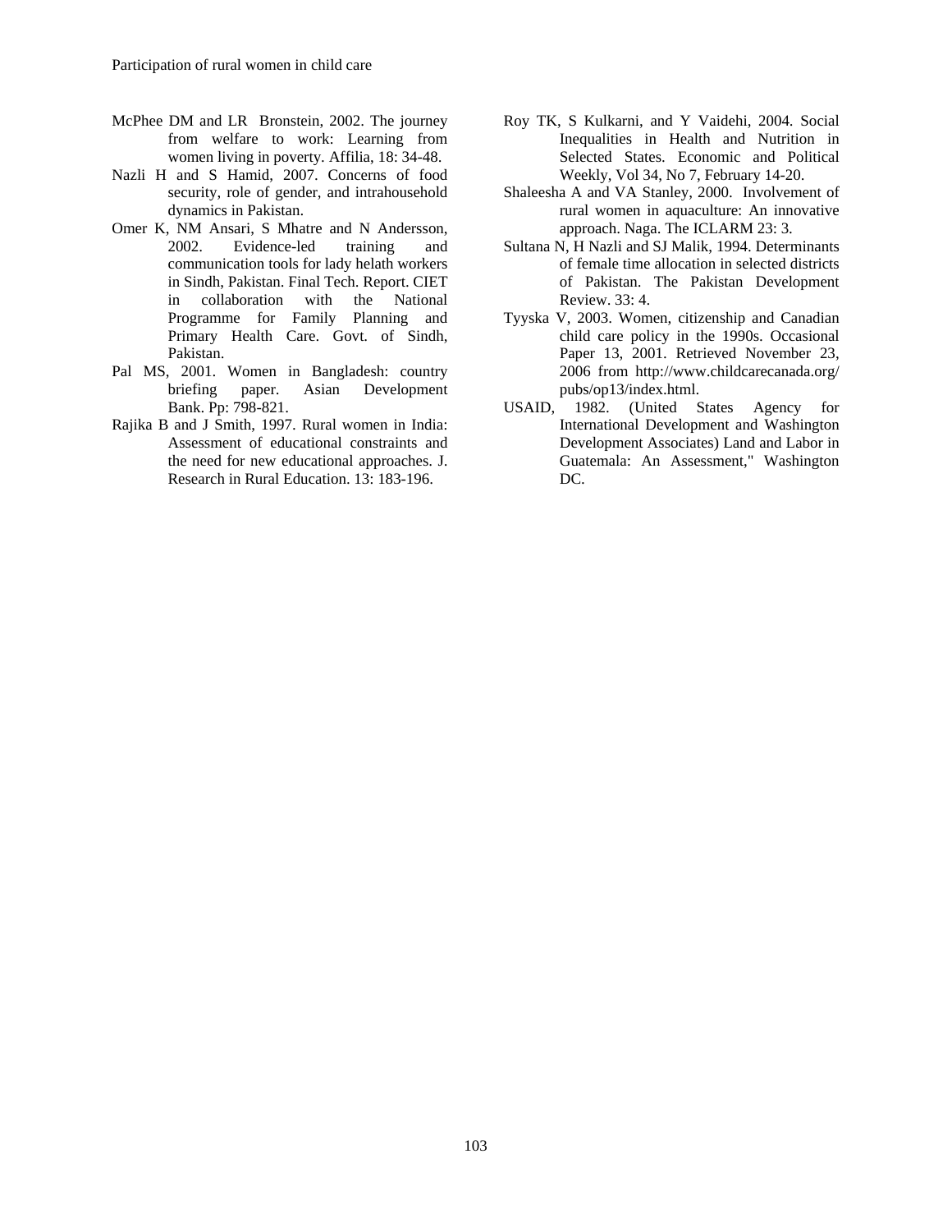McPhee DM and LR Bronstein, 2002. The journey from welfare to work: Learning from women living in poverty. Affilia, 18: 34-48.

Nazli H and S Hamid, 2007. Concerns of food security, role of gender, and intrahousehold dynamics in Pakistan.

Omer K, NM Ansari, S Mhatre and N Andersson, 2002. Evidence-led training and communication tools for lady helath workers in Sindh, Pakistan. Final Tech. Report. CIET in collaboration with the National Programme for Family Planning and Primary Health Care. Govt. of Sindh, Pakistan.

Pal MS, 2001. Women in Bangladesh: country briefing paper. Asian Development Bank. Pp: 798-821.

Rajika B and J Smith, 1997. Rural women in India: Assessment of educational constraints and the need for new educational approaches. J. Research in Rural Education. 13: 183-196.

Roy TK, S Kulkarni, and Y Vaidehi, 2004. Social Inequalities in Health and Nutrition in Selected States. Economic and Political Weekly, Vol 34, No 7, February 14-20.

Shaleesha A and VA Stanley, 2000. Involvement of rural women in aquaculture: An innovative approach. Naga. The ICLARM 23: 3.

Sultana N, H Nazli and SJ Malik, 1994. Determinants of female time allocation in selected districts of Pakistan. The Pakistan Development Review. 33: 4.

Tyyska V, 2003. Women, citizenship and Canadian child care policy in the 1990s. Occasional Paper 13, 2001. Retrieved November 23, 2006 from http://www.childcarecanada.org/pubs/op13/index.html.

USAID, 1982. (United States Agency for International Development and Washington Development Associates) Land and Labor in Guatemala: An Assessment," Washington DC.